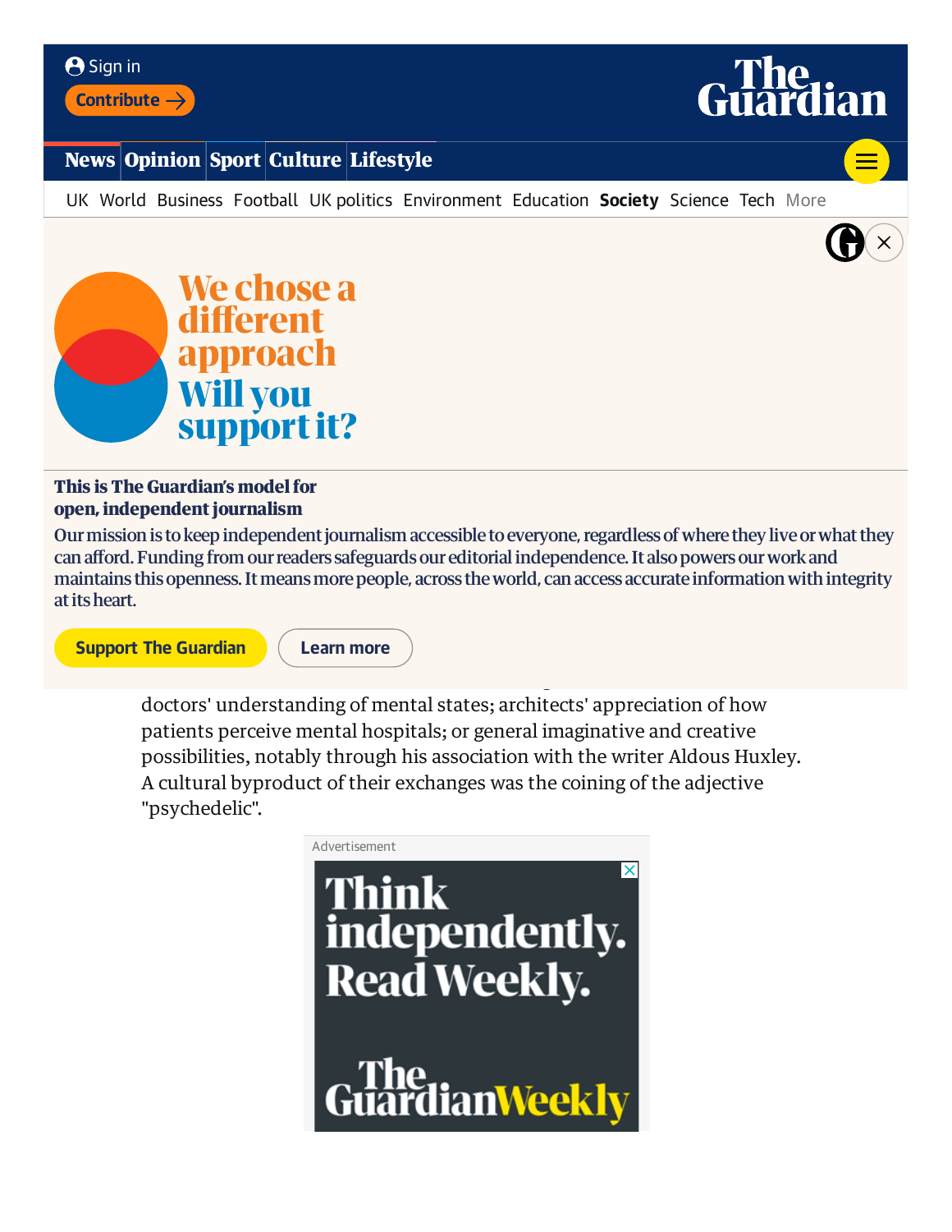doctors' understanding of mental states; architects' appreciation of how patients perceive mental hospitals; or general imaginative and creative possibilities, notably through his association with the writer Aldous Huxley. A cultural byproduct of their exchanges was the coining of the adjective "psychedelic".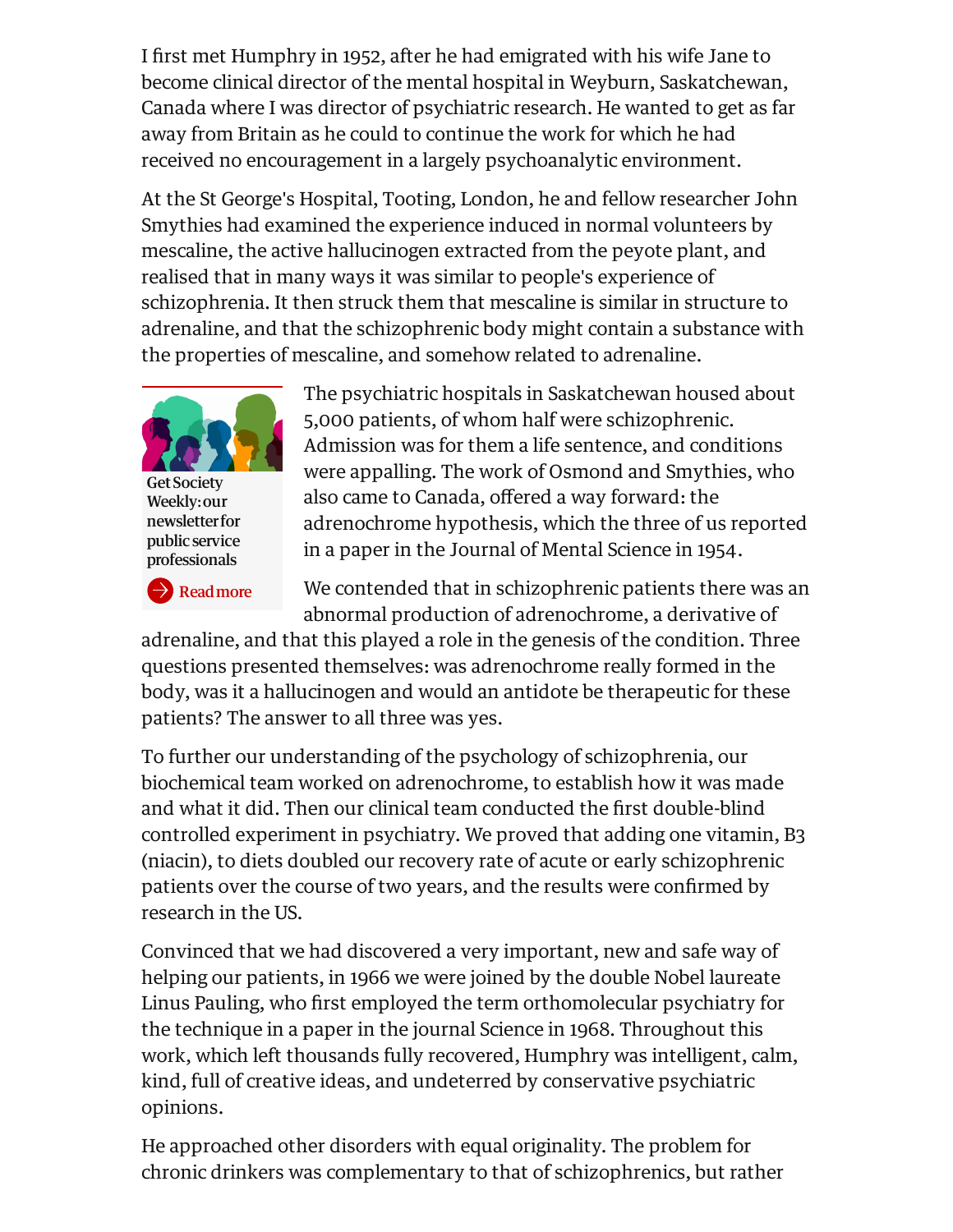I first met Humphry in 1952, after he had emigrated with his wife Jane to become clinical director of the mental hospital in Weyburn, Saskatchewan, Canada where I was director of psychiatric research. He wanted to get as far away from Britain as he could to continue the work for which he had received no encouragement in a largely psychoanalytic environment.

At the St George's Hospital, Tooting, London, he and fellow researcher John Smythies had examined the experience induced in normal volunteers by mescaline, the active hallucinogen extracted from the peyote plant, and realised that in many ways it was similar to people's experience of schizophrenia. It then struck them that mescaline is similar in structure to adrenaline, and that the schizophrenic body might contain a substance with the properties of mescaline, and somehow related to adrenaline.

The psychiatric hospitals in Saskatchewan housed about 5,000 patients, of whom half were schizophrenic. Admission was for them a life sentence, and conditions were appalling. The work of Osmond and Smythies, who also came to Canada, offered a way forward: the adrenochrome hypothesis, which the three of us reported in a paper in the Journal of Mental Science in 1954.

We contended that in schizophrenic patients there was an abnormal production of adrenochrome, a derivative of adrenaline, and that this played a role in the genesis of the condition. Three questions presented themselves: was adrenochrome really formed in the body, was it a hallucinogen and would an antidote be therapeutic for these patients? The answer to all three was yes.

To further our understanding of the psychology of schizophrenia, our biochemical team worked on adrenochrome, to establish how it was made and what it did. Then our clinical team conducted the first double-blind controlled experiment in psychiatry. We proved that adding one vitamin, B3 (niacin), to diets doubled our recovery rate of acute or early schizophrenic patients over the course of two years, and the results were confirmed by research in the US.

Convinced that we had discovered a very important, new and safe way of helping our patients, in 1966 we were joined by the double Nobel laureate Linus Pauling, who first employed the term orthomolecular psychiatry for the technique in a paper in the journal Science in 1968. Throughout this work, which left thousands fully recovered, Humphry was intelligent, calm, kind, full of creative ideas, and undeterred by conservative psychiatric opinions.

He approached other disorders with equal originality. The problem for chronic drinkers was complementary to that of schizophrenics, but rather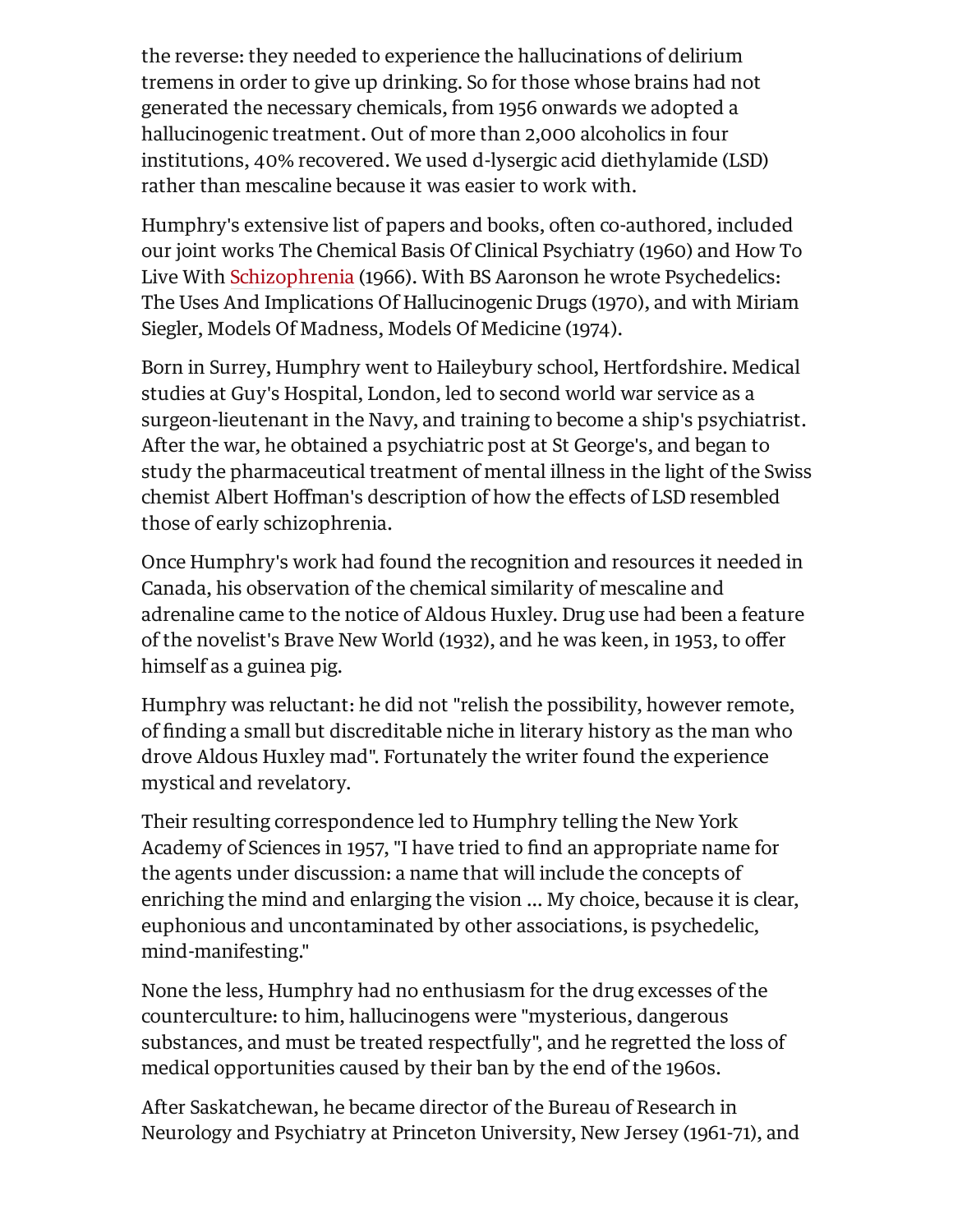the reverse: they needed to experience the hallucinations of delirium tremens in order to give up drinking. So for those whose brains had not generated the necessary chemicals, from 1956 onwards we adopted a hallucinogenic treatment. Out of more than 2,000 alcoholics in four institutions, 40% recovered. We used d-lysergic acid diethylamide (LSD) rather than mescaline because it was easier to work with.

Humphry's extensive list of papers and books, often co-authored, included our joint works The Chemical Basis Of Clinical Psychiatry (1960) and How To Live With Schizophrenia (1966). With BS Aaronson he wrote Psychedelics: The Uses And Implications Of Hallucinogenic Drugs (1970), and with Miriam Siegler, Models Of Madness, Models Of Medicine (1974).

Born in Surrey, Humphry went to Haileybury school, Hertfordshire. Medical studies at Guy's Hospital, London, led to second world war service as a surgeon-lieutenant in the Navy, and training to become a ship's psychiatrist. After the war, he obtained a psychiatric post at St George's, and began to study the pharmaceutical treatment of mental illness in the light of the Swiss chemist Albert Hoffman's description of how the effects of LSD resembled those of early schizophrenia.

Once Humphry's work had found the recognition and resources it needed in Canada, his observation of the chemical similarity of mescaline and adrenaline came to the notice of Aldous Huxley. Drug use had been a feature of the novelist's Brave New World (1932), and he was keen, in 1953, to offer himself as a guinea pig.

Humphry was reluctant: he did not "relish the possibility, however remote, of finding a small but discreditable niche in literary history as the man who drove Aldous Huxley mad". Fortunately the writer found the experience mystical and revelatory.

Their resulting correspondence led to Humphry telling the New York Academy of Sciences in 1957, "I have tried to find an appropriate name for the agents under discussion: a name that will include the concepts of enriching the mind and enlarging the vision ... My choice, because it is clear, euphonious and uncontaminated by other associations, is psychedelic, mind-manifesting."

None the less, Humphry had no enthusiasm for the drug excesses of the counterculture: to him, hallucinogens were "mysterious, dangerous substances, and must be treated respectfully", and he regretted the loss of medical opportunities caused by their ban by the end of the 1960s.

After Saskatchewan, he became director of the Bureau of Research in Neurology and Psychiatry at Princeton University, New Jersey (1961-71), and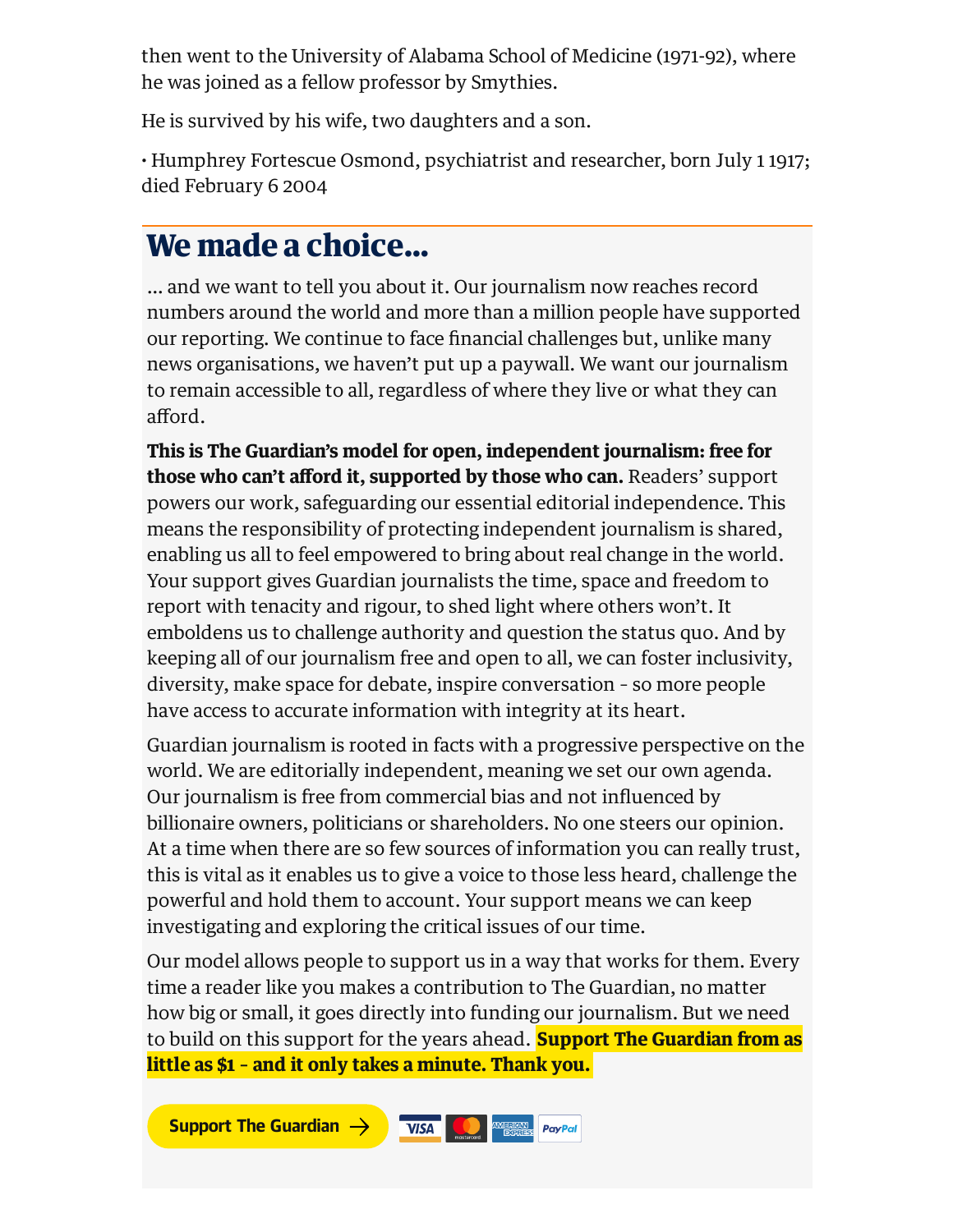then went to the University of Alabama School of Medicine (1971-92), where he was joined as a fellow professor by Smythies.

He is survived by his wife, two daughters and a son.

• Humphrey Fortescue Osmond, psychiatrist and researcher, born July 1 1917; died February 6 2004

## We made a choice...

... and we want to tell you about it. Our journalism now reaches record numbers around the world and more than a million people have supported our reporting. We continue to face financial challenges but, unlike many news organisations, we haven't put up a paywall. We want our journalism to remain accessible to all, regardless of where they live or what they can afford.

**This is The Guardian's model for open, independent journalism: free for those who can't afford it, supported by those who can.** Readers' support powers our work, safeguarding our essential editorial independence. This means the responsibility of protecting independent journalism is shared, enabling us all to feel empowered to bring about real change in the world. Your support gives Guardian journalists the time, space and freedom to report with tenacity and rigour, to shed light where others won't. It emboldens us to challenge authority and question the status quo. And by keeping all of our journalism free and open to all, we can foster inclusivity, diversity, make space for debate, inspire conversation - so more people have access to accurate information with integrity at its heart.

Guardian journalism is rooted in facts with a progressive perspective on the world. We are editorially independent, meaning we set our own agenda. Our journalism is free from commercial bias and not influenced by billionaire owners, politicians or shareholders. No one steers our opinion. At a time when there are so few sources of information you can really trust, this is vital as it enables us to give a voice to those less heard, challenge the powerful and hold them to account. Your support means we can keep investigating and exploring the critical issues of our time.

Our model allows people to support us in a way that works for them. Every time a reader like you makes a contribution to The Guardian, no matter how big or small, it goes directly into funding our journalism. But we need to build on this support for the years ahead. **Support The Guardian from as little as $1 - and it only takes a minute. Thank you.**

Support The Guardian →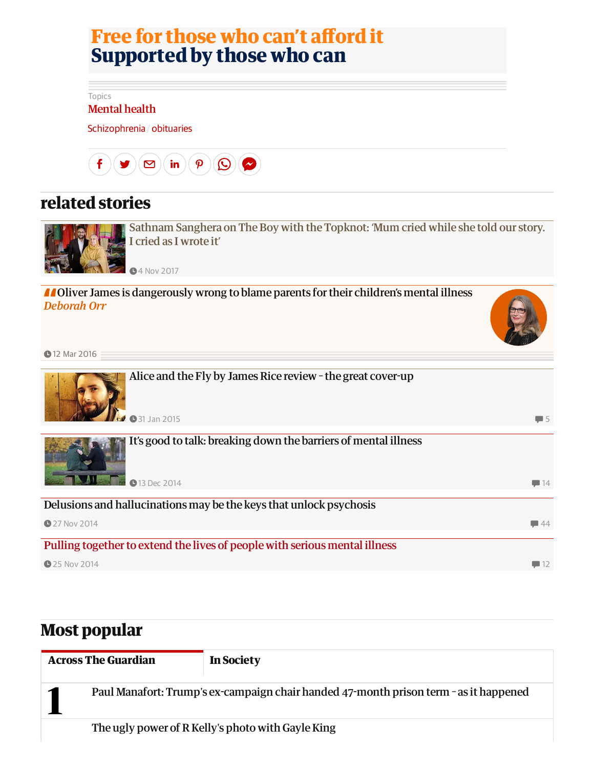**Free for those who can't afford it**
**Supported by those who can**

Topics

Mental health

Schizophrenia / obituaries

## related stories

Sathnam Sanghera on The Boy with the Topknot: 'Mum cried while she told our story. I cried as I wrote it'

4 Nov 2017

Oliver James is dangerously wrong to blame parents for their children's mental illness
*Deborah Orr*

12 Mar 2016

Alice and the Fly by James Rice review – the great cover-up

31 Jan 2015 — 5

It's good to talk: breaking down the barriers of mental illness

13 Dec 2014 — 14

Delusions and hallucinations may be the keys that unlock psychosis

27 Nov 2014 — 44

Pulling together to extend the lives of people with serious mental illness

25 Nov 2014 — 12

## Most popular

**Across The Guardian** | **In Society**

1. Paul Manafort: Trump's ex-campaign chair handed 47-month prison term – as it happened

The ugly power of R Kelly's photo with Gayle King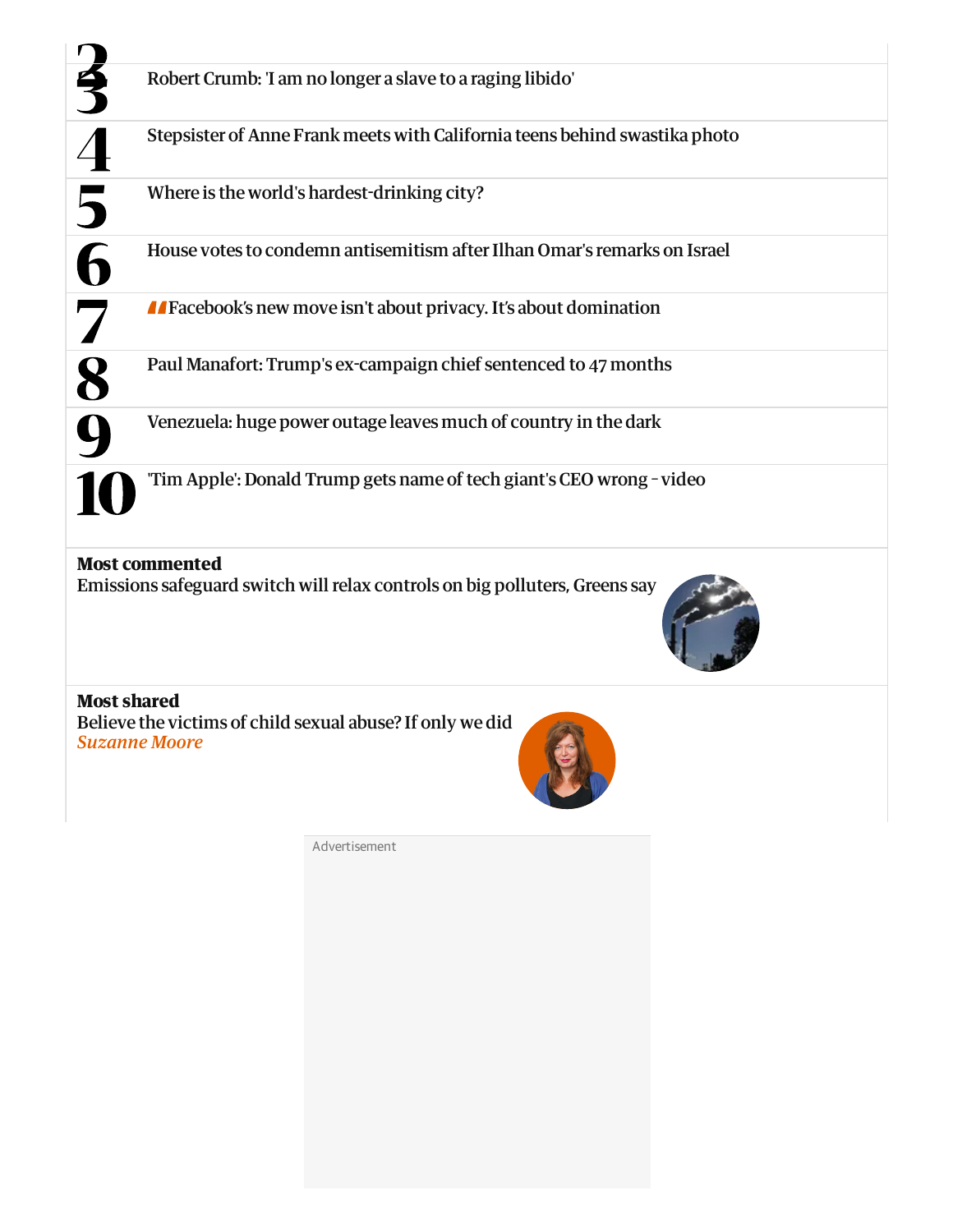3. Robert Crumb: 'I am no longer a slave to a raging libido'
4. Stepsister of Anne Frank meets with California teens behind swastika photo
5. Where is the world's hardest-drinking city?
6. House votes to condemn antisemitism after Ilhan Omar's remarks on Israel
7. Facebook's new move isn't about privacy. It's about domination
8. Paul Manafort: Trump's ex-campaign chief sentenced to 47 months
9. Venezuela: huge power outage leaves much of country in the dark
10. 'Tim Apple': Donald Trump gets name of tech giant's CEO wrong – video

**Most commented**

Emissions safeguard switch will relax controls on big polluters, Greens say

**Most shared**

Believe the victims of child sexual abuse? If only we did
*Suzanne Moore*

Advertisement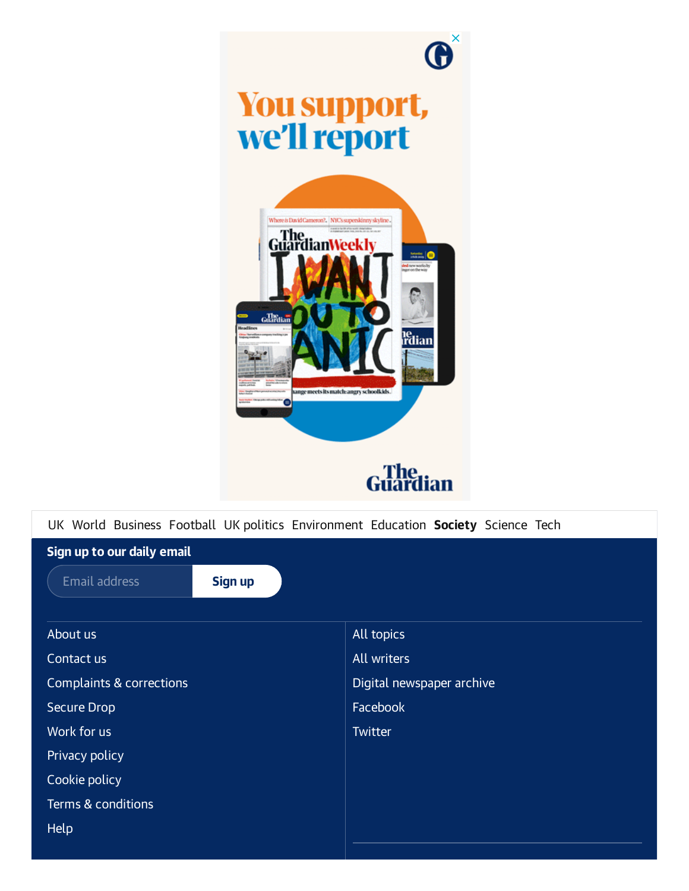You support, we'll report

The Guardian

UK World Business Football UK politics Environment Education **Society** Science Tech

**Sign up to our daily email**

Email address | **Sign up**

About us
Contact us
Complaints & corrections
Secure Drop
Work for us
Privacy policy
Cookie policy
Terms & conditions
Help

All topics
All writers
Digital newspaper archive
Facebook
Twitter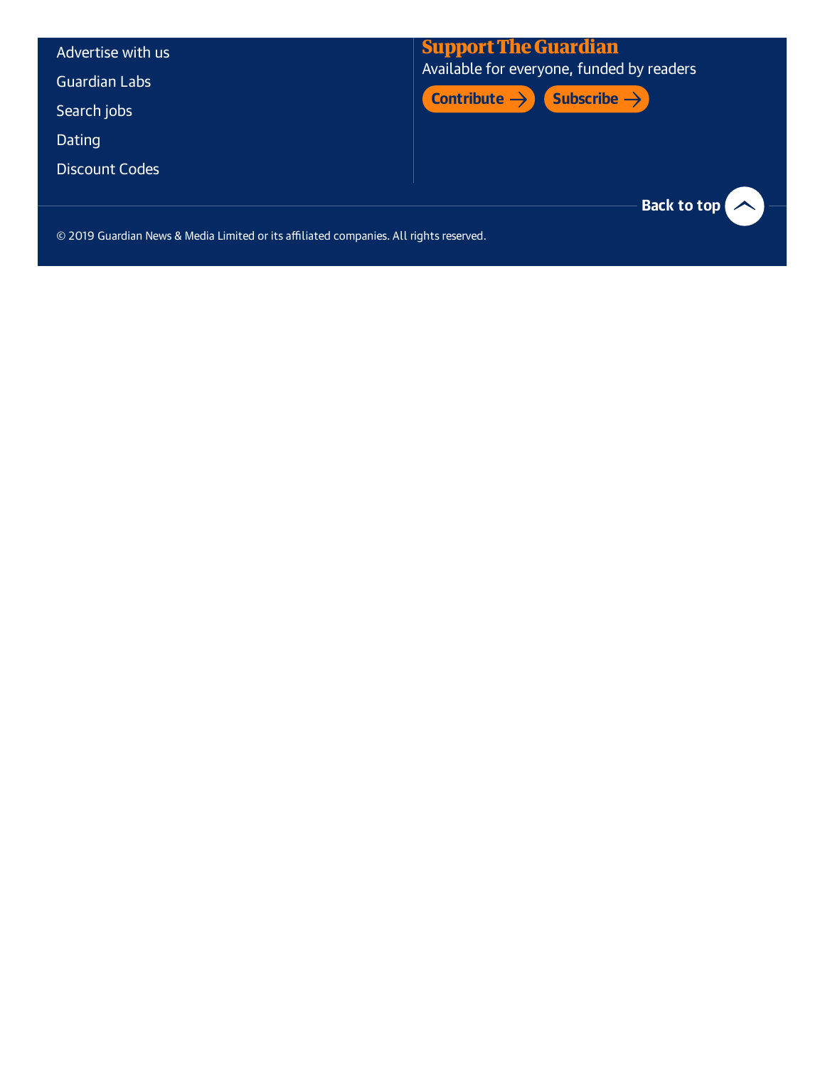Advertise with us

Guardian Labs

Search jobs

Dating

Discount Codes

## Support The Guardian

Available for everyone, funded by readers

Contribute

Subscribe

Back to top

© 2019 Guardian News & Media Limited or its affiliated companies. All rights reserved.